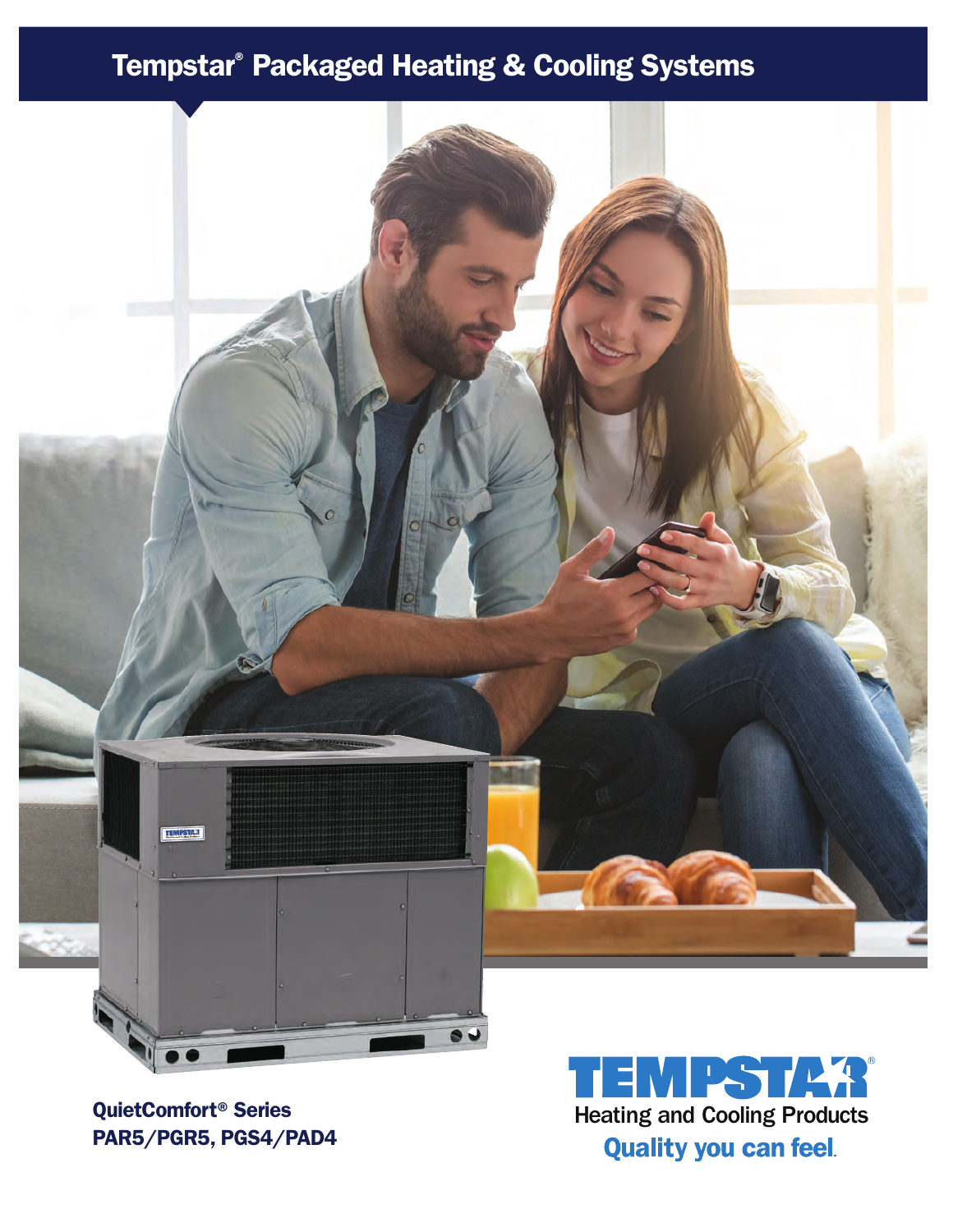# Tempstar® Packaged Heating & Cooling Systems

**QuietComfort® Series**
**PAR5/PGR5, PGS4/PAD4**

TEMPSTAR®
Heating and Cooling Products
Quality you can feel.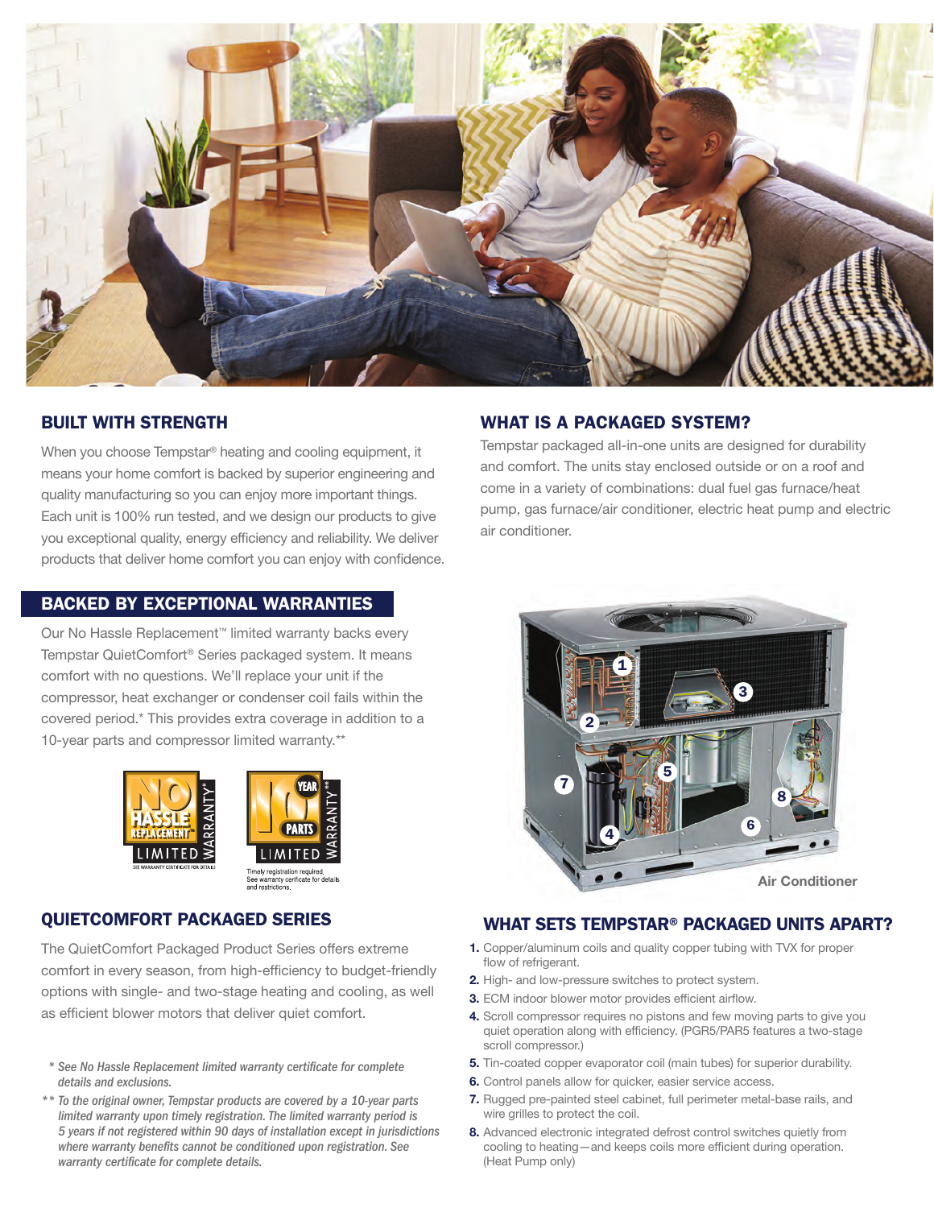## BUILT WITH STRENGTH

When you choose Tempstar® heating and cooling equipment, it means your home comfort is backed by superior engineering and quality manufacturing so you can enjoy more important things. Each unit is 100% run tested, and we design our products to give you exceptional quality, energy efficiency and reliability. We deliver products that deliver home comfort you can enjoy with confidence.

## BACKED BY EXCEPTIONAL WARRANTIES

Our No Hassle Replacement™ limited warranty backs every Tempstar QuietComfort® Series packaged system. It means comfort with no questions. We'll replace your unit if the compressor, heat exchanger or condenser coil fails within the covered period.* This provides extra coverage in addition to a 10-year parts and compressor limited warranty.**

NO HASSLE REPLACEMENT™ LIMITED WARRANTY* — SEE WARRANTY CERTIFICATE FOR DETAILS

10 YEAR PARTS LIMITED WARRANTY** — Timely registration required. See warranty certificate for details and restrictions.

## QUIETCOMFORT PACKAGED SERIES

The QuietComfort Packaged Product Series offers extreme comfort in every season, from high-efficiency to budget-friendly options with single- and two-stage heating and cooling, as well as efficient blower motors that deliver quiet comfort.

*\* See No Hassle Replacement limited warranty certificate for complete details and exclusions.*

*\*\* To the original owner, Tempstar products are covered by a 10-year parts limited warranty upon timely registration. The limited warranty period is 5 years if not registered within 90 days of installation except in jurisdictions where warranty benefits cannot be conditioned upon registration. See warranty certificate for complete details.*

## WHAT IS A PACKAGED SYSTEM?

Tempstar packaged all-in-one units are designed for durability and comfort. The units stay enclosed outside or on a roof and come in a variety of combinations: dual fuel gas furnace/heat pump, gas furnace/air conditioner, electric heat pump and electric air conditioner.

Air Conditioner

## WHAT SETS TEMPSTAR® PACKAGED UNITS APART?

1. Copper/aluminum coils and quality copper tubing with TVX for proper flow of refrigerant.
2. High- and low-pressure switches to protect system.
3. ECM indoor blower motor provides efficient airflow.
4. Scroll compressor requires no pistons and few moving parts to give you quiet operation along with efficiency. (PGR5/PAR5 features a two-stage scroll compressor.)
5. Tin-coated copper evaporator coil (main tubes) for superior durability.
6. Control panels allow for quicker, easier service access.
7. Rugged pre-painted steel cabinet, full perimeter metal-base rails, and wire grilles to protect the coil.
8. Advanced electronic integrated defrost control switches quietly from cooling to heating—and keeps coils more efficient during operation. (Heat Pump only)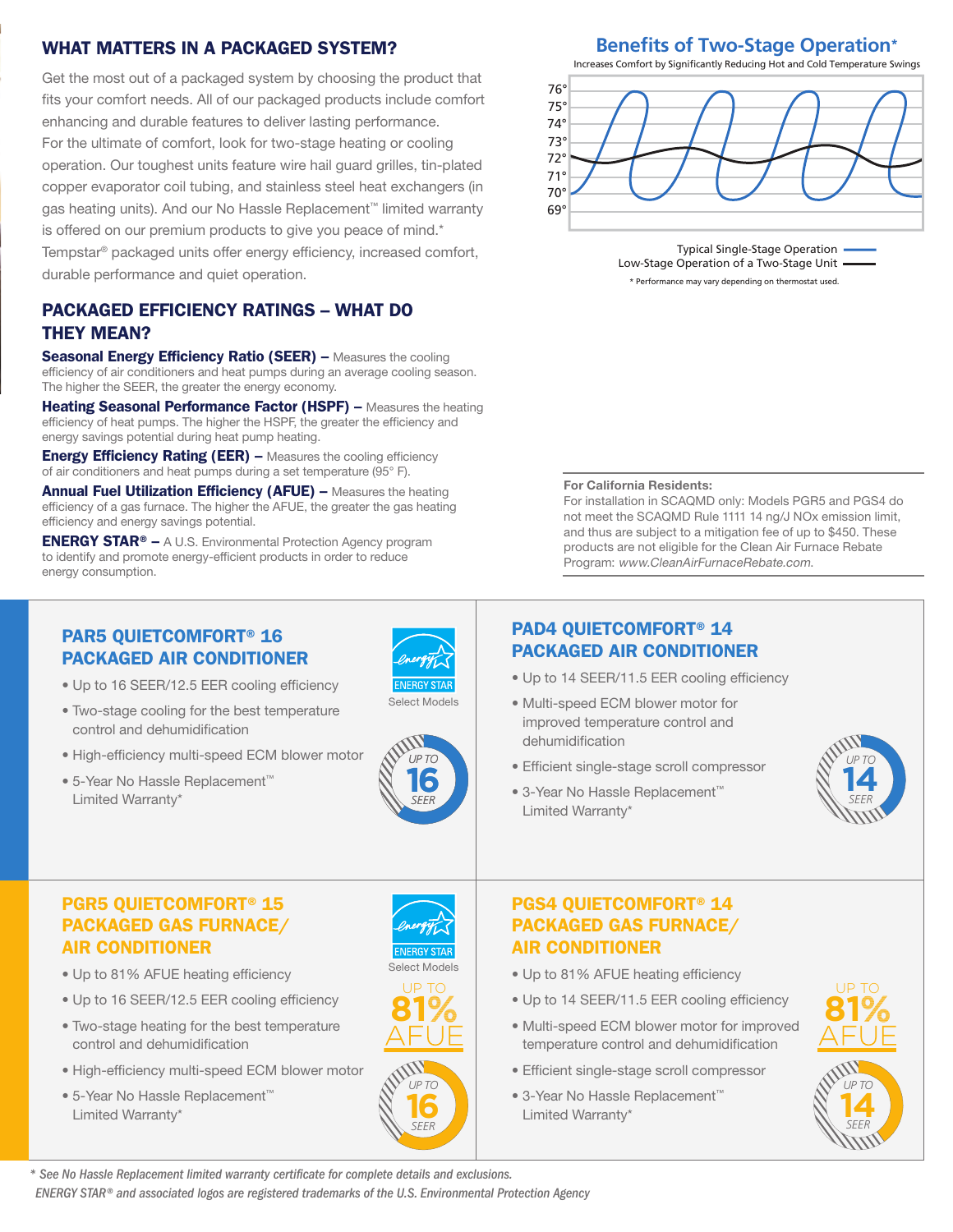## WHAT MATTERS IN A PACKAGED SYSTEM?

Get the most out of a packaged system by choosing the product that fits your comfort needs. All of our packaged products include comfort enhancing and durable features to deliver lasting performance. For the ultimate of comfort, look for two-stage heating or cooling operation. Our toughest units feature wire hail guard grilles, tin-plated copper evaporator coil tubing, and stainless steel heat exchangers (in gas heating units). And our No Hassle Replacement™ limited warranty is offered on our premium products to give you peace of mind.* Tempstar® packaged units offer energy efficiency, increased comfort, durable performance and quiet operation.

## PACKAGED EFFICIENCY RATINGS – WHAT DO THEY MEAN?

**Seasonal Energy Efficiency Ratio (SEER) –** Measures the cooling efficiency of air conditioners and heat pumps during an average cooling season. The higher the SEER, the greater the energy economy.

**Heating Seasonal Performance Factor (HSPF) –** Measures the heating efficiency of heat pumps. The higher the HSPF, the greater the efficiency and energy savings potential during heat pump heating.

**Energy Efficiency Rating (EER) –** Measures the cooling efficiency of air conditioners and heat pumps during a set temperature (95° F).

**Annual Fuel Utilization Efficiency (AFUE) –** Measures the heating efficiency of a gas furnace. The higher the AFUE, the greater the gas heating efficiency and energy savings potential.

**ENERGY STAR® –** A U.S. Environmental Protection Agency program to identify and promote energy-efficient products in order to reduce energy consumption.

## Benefits of Two-Stage Operation*

Increases Comfort by Significantly Reducing Hot and Cold Temperature Swings

Typical Single-Stage Operation
Low-Stage Operation of a Two-Stage Unit

\* Performance may vary depending on thermostat used.

**For California Residents:**
For installation in SCAQMD only: Models PGR5 and PGS4 do not meet the SCAQMD Rule 1111 14 ng/J NOx emission limit, and thus are subject to a mitigation fee of up to $450. These products are not eligible for the Clean Air Furnace Rebate Program: *www.CleanAirFurnaceRebate.com.*

### PAR5 QUIETCOMFORT® 16 PACKAGED AIR CONDITIONER

- Up to 16 SEER/12.5 EER cooling efficiency
- Two-stage cooling for the best temperature control and dehumidification
- High-efficiency multi-speed ECM blower motor
- 5-Year No Hassle Replacement™ Limited Warranty*

ENERGY STAR Select Models — UP TO 16 SEER

### PAD4 QUIETCOMFORT® 14 PACKAGED AIR CONDITIONER

- Up to 14 SEER/11.5 EER cooling efficiency
- Multi-speed ECM blower motor for improved temperature control and dehumidification
- Efficient single-stage scroll compressor
- 3-Year No Hassle Replacement™ Limited Warranty*

UP TO 14 SEER

### PGR5 QUIETCOMFORT® 15 PACKAGED GAS FURNACE/ AIR CONDITIONER

- Up to 81% AFUE heating efficiency
- Up to 16 SEER/12.5 EER cooling efficiency
- Two-stage heating for the best temperature control and dehumidification
- High-efficiency multi-speed ECM blower motor
- 5-Year No Hassle Replacement™ Limited Warranty*

ENERGY STAR Select Models — UP TO 81% AFUE — UP TO 16 SEER

### PGS4 QUIETCOMFORT® 14 PACKAGED GAS FURNACE/ AIR CONDITIONER

- Up to 81% AFUE heating efficiency
- Up to 14 SEER/11.5 EER cooling efficiency
- Multi-speed ECM blower motor for improved temperature control and dehumidification
- Efficient single-stage scroll compressor
- 3-Year No Hassle Replacement™ Limited Warranty*

UP TO 81% AFUE — UP TO 14 SEER

*\* See No Hassle Replacement limited warranty certificate for complete details and exclusions.*
*ENERGY STAR® and associated logos are registered trademarks of the U.S. Environmental Protection Agency*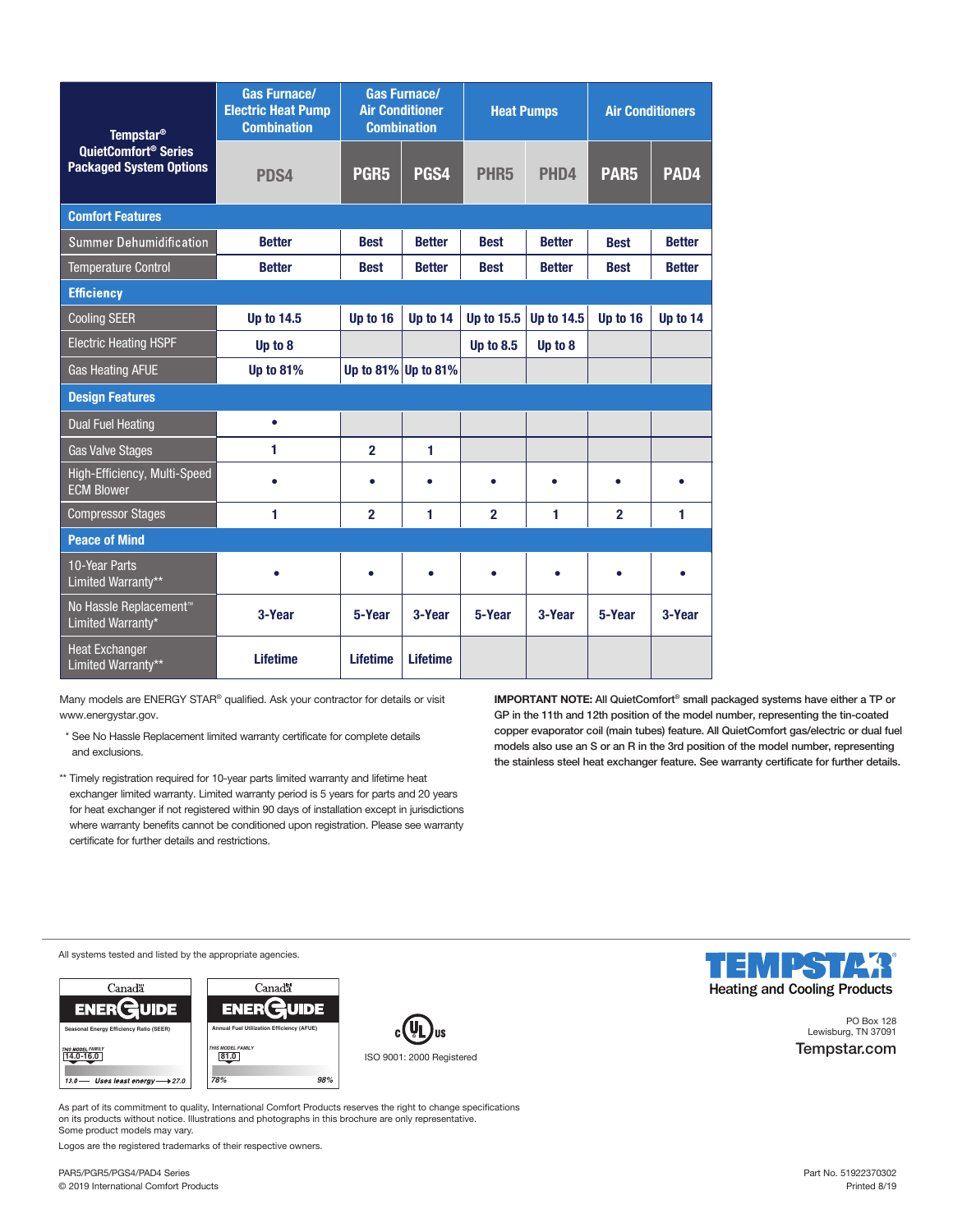| Tempstar® QuietComfort® Series Packaged System Options | Gas Furnace/ Electric Heat Pump Combination | Gas Furnace/ Air Conditioner Combination | | Heat Pumps | | Air Conditioners | |
|---|---|---|---|---|---|---|---|
| | PDS4 | PGR5 | PGS4 | PHR5 | PHD4 | PAR5 | PAD4 |
| **Comfort Features** | | | | | | | |
| Summer Dehumidification | Better | Best | Better | Best | Better | Best | Better |
| Temperature Control | Better | Best | Better | Best | Better | Best | Better |
| **Efficiency** | | | | | | | |
| Cooling SEER | Up to 14.5 | Up to 16 | Up to 14 | Up to 15.5 | Up to 14.5 | Up to 16 | Up to 14 |
| Electric Heating HSPF | Up to 8 | | | Up to 8.5 | Up to 8 | | |
| Gas Heating AFUE | Up to 81% | Up to 81% | Up to 81% | | | | |
| **Design Features** | | | | | | | |
| Dual Fuel Heating | • | | | | | | |
| Gas Valve Stages | 1 | 2 | 1 | | | | |
| High-Efficiency, Multi-Speed ECM Blower | • | • | • | • | • | • | • |
| Compressor Stages | 1 | 2 | 1 | 2 | 1 | 2 | 1 |
| **Peace of Mind** | | | | | | | |
| 10-Year Parts Limited Warranty** | • | • | • | • | • | • | • |
| No Hassle Replacement™ Limited Warranty* | 3-Year | 5-Year | 3-Year | 5-Year | 3-Year | 5-Year | 3-Year |
| Heat Exchanger Limited Warranty** | Lifetime | Lifetime | Lifetime | | | | |

Many models are ENERGY STAR® qualified. Ask your contractor for details or visit www.energystar.gov.

\* See No Hassle Replacement limited warranty certificate for complete details and exclusions.

\*\* Timely registration required for 10-year parts limited warranty and lifetime heat exchanger limited warranty. Limited warranty period is 5 years for parts and 20 years for heat exchanger if not registered within 90 days of installation except in jurisdictions where warranty benefits cannot be conditioned upon registration. Please see warranty certificate for further details and restrictions.

**IMPORTANT NOTE:** All QuietComfort® small packaged systems have either a TP or GP in the 11th and 12th position of the model number, representing the tin-coated copper evaporator coil (main tubes) feature. All QuietComfort gas/electric or dual fuel models also use an S or an R in the 3rd position of the model number, representing the stainless steel heat exchanger feature. See warranty certificate for further details.

All systems tested and listed by the appropriate agencies.

Canada ENERGUIDE
Seasonal Energy Efficiency Ratio (SEER)
THIS MODEL FAMILY
14.0–16.0
13.0 — Uses least energy → 27.0

Canada ENERGUIDE
Annual Fuel Utilization Efficiency (AFUE)
THIS MODEL FAMILY
81.0
78% 98%

c UL us

ISO 9001: 2000 Registered

TEMPSTAR
Heating and Cooling Products

PO Box 128
Lewisburg, TN 37091
Tempstar.com

As part of its commitment to quality, International Comfort Products reserves the right to change specifications on its products without notice. Illustrations and photographs in this brochure are only representative. Some product models may vary.

Logos are the registered trademarks of their respective owners.

PAR5/PGR5/PGS4/PAD4 Series
© 2019 International Comfort Products

Part No. 51922370302
Printed 8/19